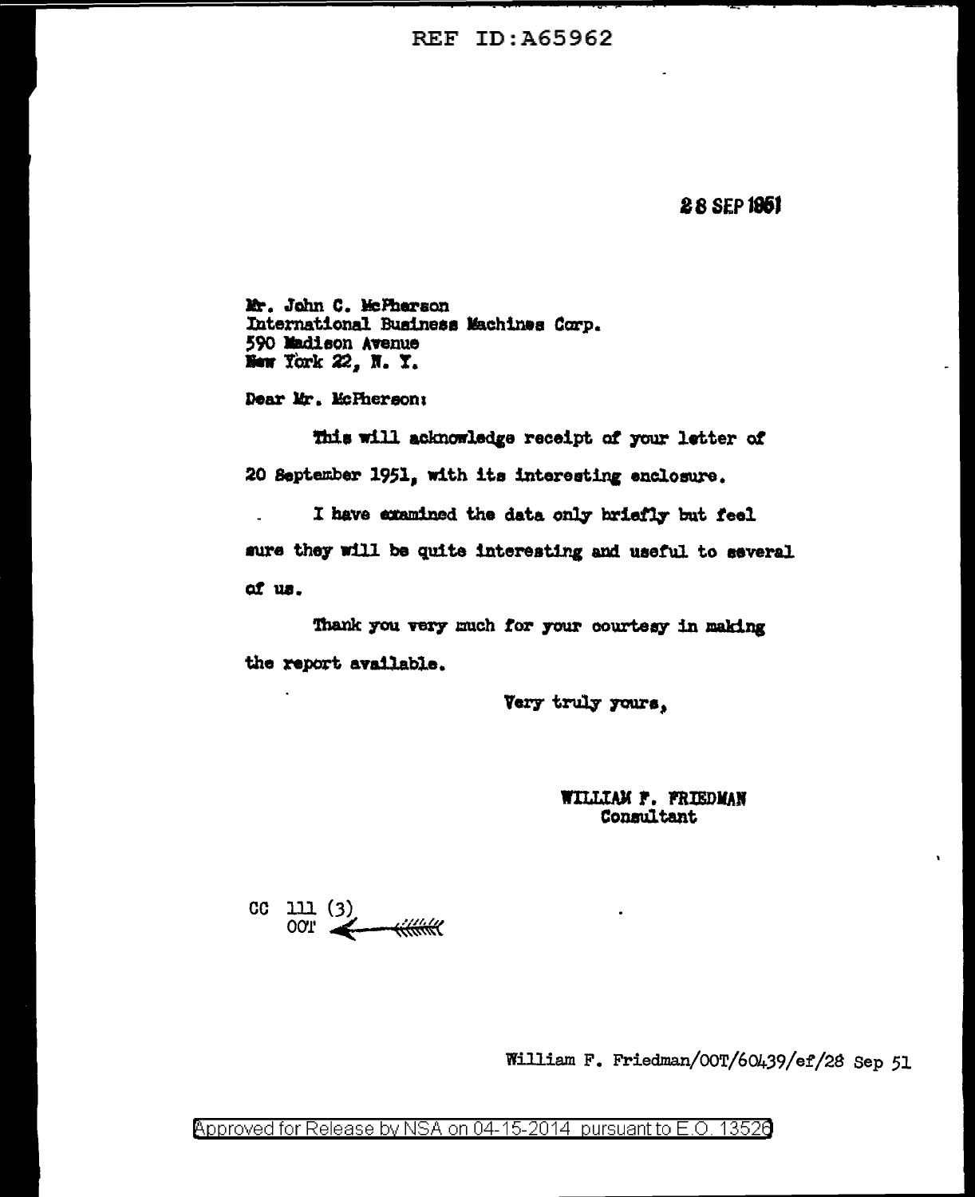REF ID:A65962

28 SEP 1951

Mr. John C. McPherson
International Business Machines Corp.
590 Madison Avenue
New York 22, N. Y.

Dear Mr. McPherson:

This will acknowledge receipt of your letter of 20 September 1951, with its interesting enclosure.

I have examined the data only briefly but feel sure they will be quite interesting and useful to several of us.

Thank you very much for your courtesy in making the report available.

Very truly yours,

WILLIAM F. FRIEDMAN
Consultant

CC 111 (3)
OOT

William F. Friedman/OOT/60439/ef/28 Sep 51

Approved for Release by NSA on 04-15-2014 pursuant to E.O. 13526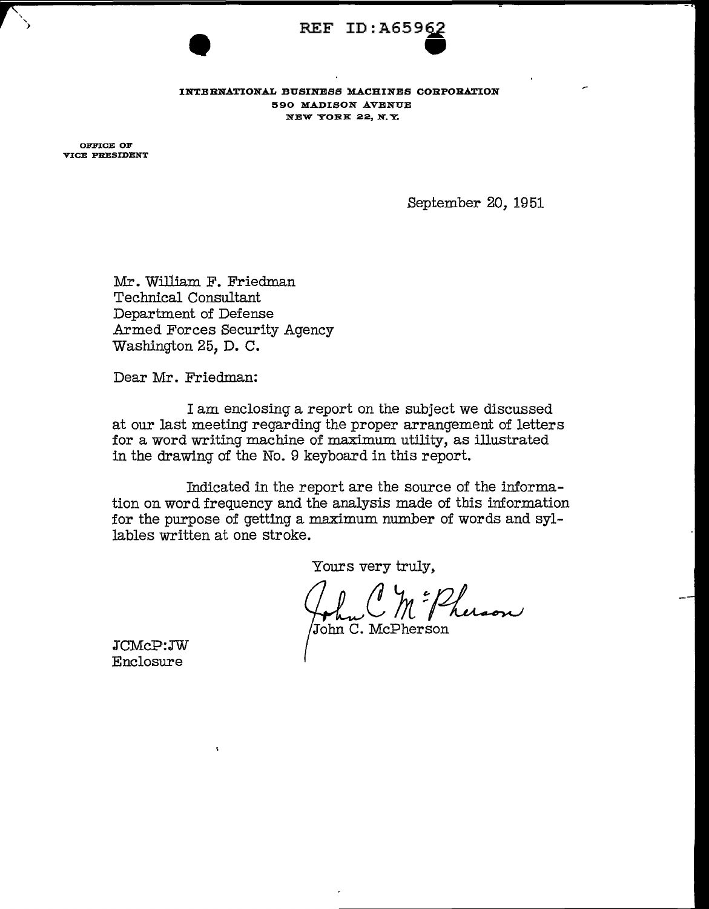REF ID:A65962

INTERNATIONAL BUSINESS MACHINES CORPORATION
590 MADISON AVENUE
NEW YORK 22, N.Y.

OFFICE OF
VICE PRESIDENT

September 20, 1951

Mr. William F. Friedman
Technical Consultant
Department of Defense
Armed Forces Security Agency
Washington 25, D. C.

Dear Mr. Friedman:

I am enclosing a report on the subject we discussed at our last meeting regarding the proper arrangement of letters for a word writing machine of maximum utility, as illustrated in the drawing of the No. 9 keyboard in this report.

Indicated in the report are the source of the information on word frequency and the analysis made of this information for the purpose of getting a maximum number of words and syllables written at one stroke.

Yours very truly,

John C. McPherson

JCMcP:JW
Enclosure